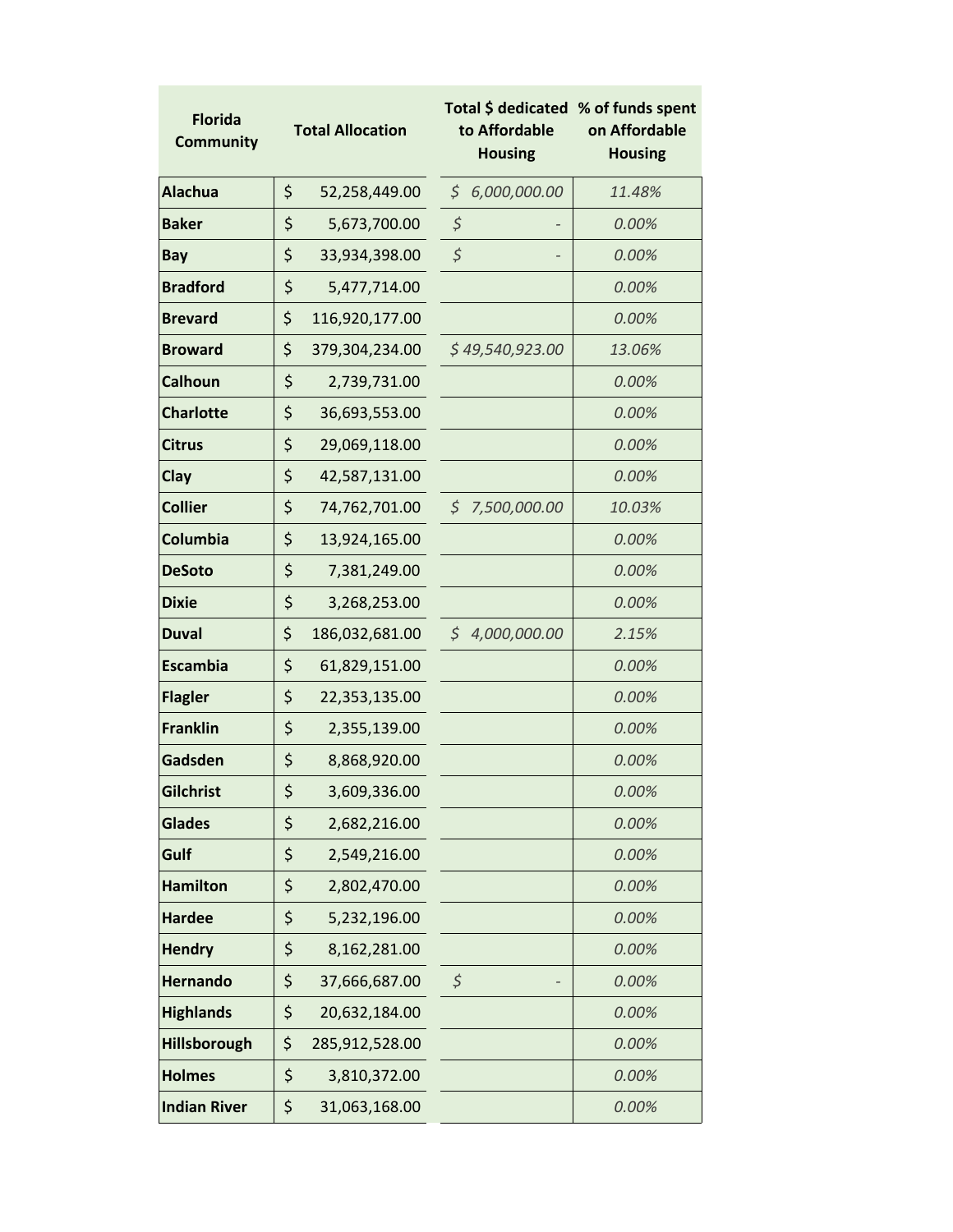| Florida Community | Total Allocation | Total $ dedicated to Affordable Housing | % of funds spent on Affordable Housing |
|---|---|---|---|
| **Alachua** | $ 52,258,449.00 | *$ 6,000,000.00* | *11.48%* |
| **Baker** | $ 5,673,700.00 | *$ -* | *0.00%* |
| **Bay** | $ 33,934,398.00 | *$ -* | *0.00%* |
| **Bradford** | $ 5,477,714.00 | | *0.00%* |
| **Brevard** | $ 116,920,177.00 | | *0.00%* |
| **Broward** | $ 379,304,234.00 | *$ 49,540,923.00* | *13.06%* |
| **Calhoun** | $ 2,739,731.00 | | *0.00%* |
| **Charlotte** | $ 36,693,553.00 | | *0.00%* |
| **Citrus** | $ 29,069,118.00 | | *0.00%* |
| **Clay** | $ 42,587,131.00 | | *0.00%* |
| **Collier** | $ 74,762,701.00 | *$ 7,500,000.00* | *10.03%* |
| **Columbia** | $ 13,924,165.00 | | *0.00%* |
| **DeSoto** | $ 7,381,249.00 | | *0.00%* |
| **Dixie** | $ 3,268,253.00 | | *0.00%* |
| **Duval** | $ 186,032,681.00 | *$ 4,000,000.00* | *2.15%* |
| **Escambia** | $ 61,829,151.00 | | *0.00%* |
| **Flagler** | $ 22,353,135.00 | | *0.00%* |
| **Franklin** | $ 2,355,139.00 | | *0.00%* |
| **Gadsden** | $ 8,868,920.00 | | *0.00%* |
| **Gilchrist** | $ 3,609,336.00 | | *0.00%* |
| **Glades** | $ 2,682,216.00 | | *0.00%* |
| **Gulf** | $ 2,549,216.00 | | *0.00%* |
| **Hamilton** | $ 2,802,470.00 | | *0.00%* |
| **Hardee** | $ 5,232,196.00 | | *0.00%* |
| **Hendry** | $ 8,162,281.00 | | *0.00%* |
| **Hernando** | $ 37,666,687.00 | *$ -* | *0.00%* |
| **Highlands** | $ 20,632,184.00 | | *0.00%* |
| **Hillsborough** | $ 285,912,528.00 | | *0.00%* |
| **Holmes** | $ 3,810,372.00 | | *0.00%* |
| **Indian River** | $ 31,063,168.00 | | *0.00%* |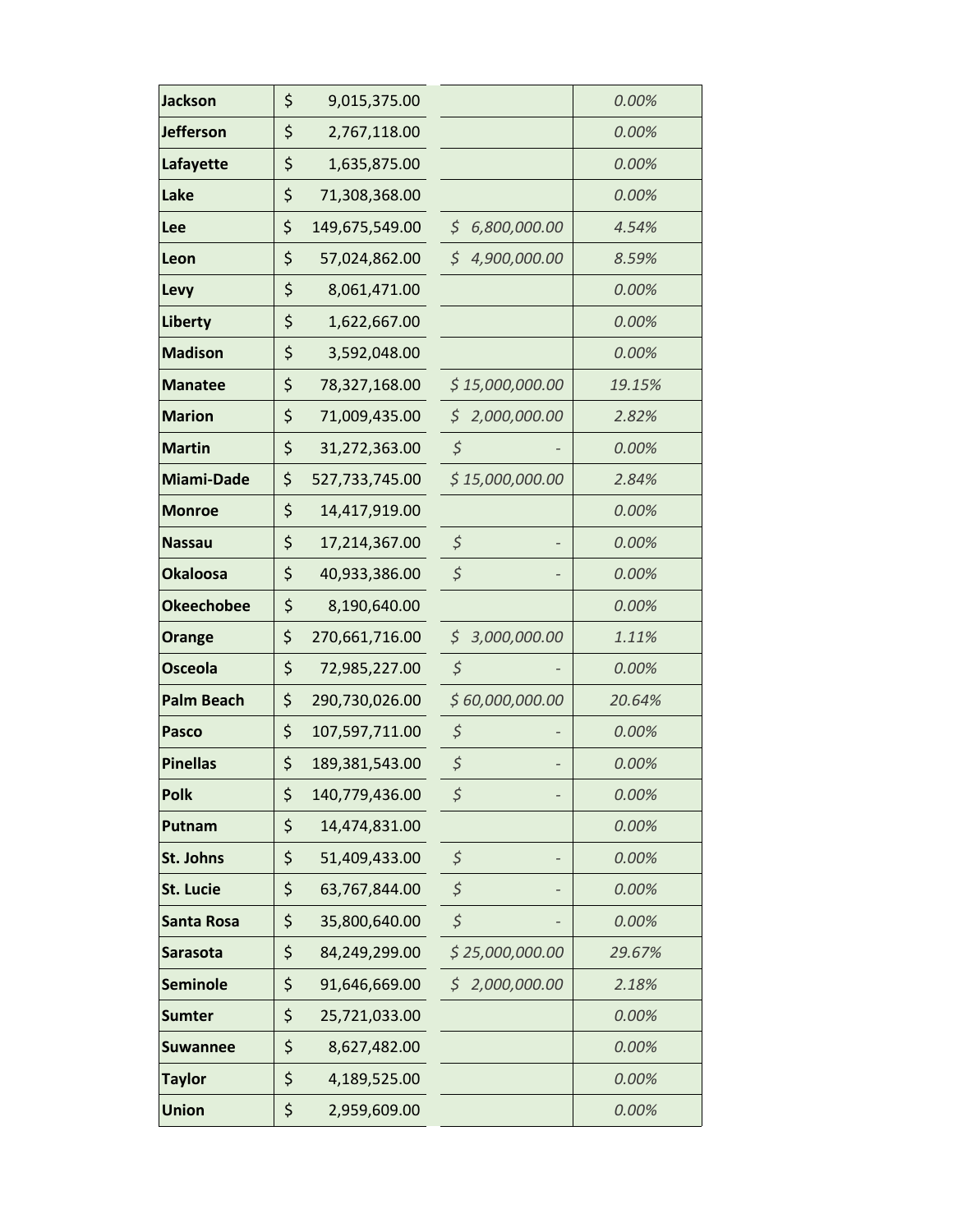| | | | |
|---|---|---|---|
| **Jackson** | $ 9,015,375.00 | | *0.00%* |
| **Jefferson** | $ 2,767,118.00 | | *0.00%* |
| **Lafayette** | $ 1,635,875.00 | | *0.00%* |
| **Lake** | $ 71,308,368.00 | | *0.00%* |
| **Lee** | $ 149,675,549.00 | *$ 6,800,000.00* | *4.54%* |
| **Leon** | $ 57,024,862.00 | *$ 4,900,000.00* | *8.59%* |
| **Levy** | $ 8,061,471.00 | | *0.00%* |
| **Liberty** | $ 1,622,667.00 | | *0.00%* |
| **Madison** | $ 3,592,048.00 | | *0.00%* |
| **Manatee** | $ 78,327,168.00 | *$ 15,000,000.00* | *19.15%* |
| **Marion** | $ 71,009,435.00 | *$ 2,000,000.00* | *2.82%* |
| **Martin** | $ 31,272,363.00 | *$ -* | *0.00%* |
| **Miami-Dade** | $ 527,733,745.00 | *$ 15,000,000.00* | *2.84%* |
| **Monroe** | $ 14,417,919.00 | | *0.00%* |
| **Nassau** | $ 17,214,367.00 | *$ -* | *0.00%* |
| **Okaloosa** | $ 40,933,386.00 | *$ -* | *0.00%* |
| **Okeechobee** | $ 8,190,640.00 | | *0.00%* |
| **Orange** | $ 270,661,716.00 | *$ 3,000,000.00* | *1.11%* |
| **Osceola** | $ 72,985,227.00 | *$ -* | *0.00%* |
| **Palm Beach** | $ 290,730,026.00 | *$ 60,000,000.00* | *20.64%* |
| **Pasco** | $ 107,597,711.00 | *$ -* | *0.00%* |
| **Pinellas** | $ 189,381,543.00 | *$ -* | *0.00%* |
| **Polk** | $ 140,779,436.00 | *$ -* | *0.00%* |
| **Putnam** | $ 14,474,831.00 | | *0.00%* |
| **St. Johns** | $ 51,409,433.00 | *$ -* | *0.00%* |
| **St. Lucie** | $ 63,767,844.00 | *$ -* | *0.00%* |
| **Santa Rosa** | $ 35,800,640.00 | *$ -* | *0.00%* |
| **Sarasota** | $ 84,249,299.00 | *$ 25,000,000.00* | *29.67%* |
| **Seminole** | $ 91,646,669.00 | *$ 2,000,000.00* | *2.18%* |
| **Sumter** | $ 25,721,033.00 | | *0.00%* |
| **Suwannee** | $ 8,627,482.00 | | *0.00%* |
| **Taylor** | $ 4,189,525.00 | | *0.00%* |
| **Union** | $ 2,959,609.00 | | *0.00%* |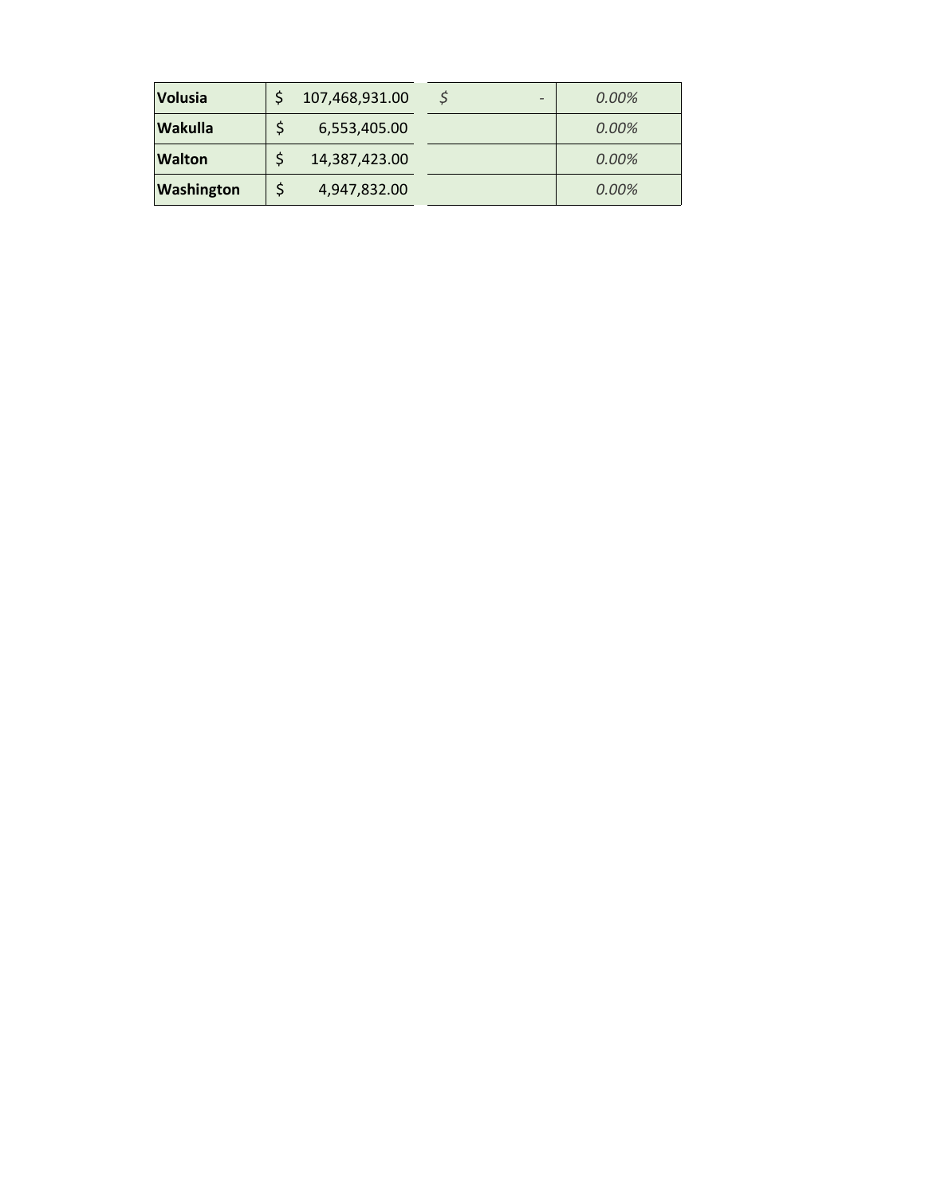| | | | |
|---|---|---|---|
| **Volusia** | $ 107,468,931.00 | *$ -* | *0.00%* |
| **Wakulla** | $ 6,553,405.00 | | *0.00%* |
| **Walton** | $ 14,387,423.00 | | *0.00%* |
| **Washington** | $ 4,947,832.00 | | *0.00%* |